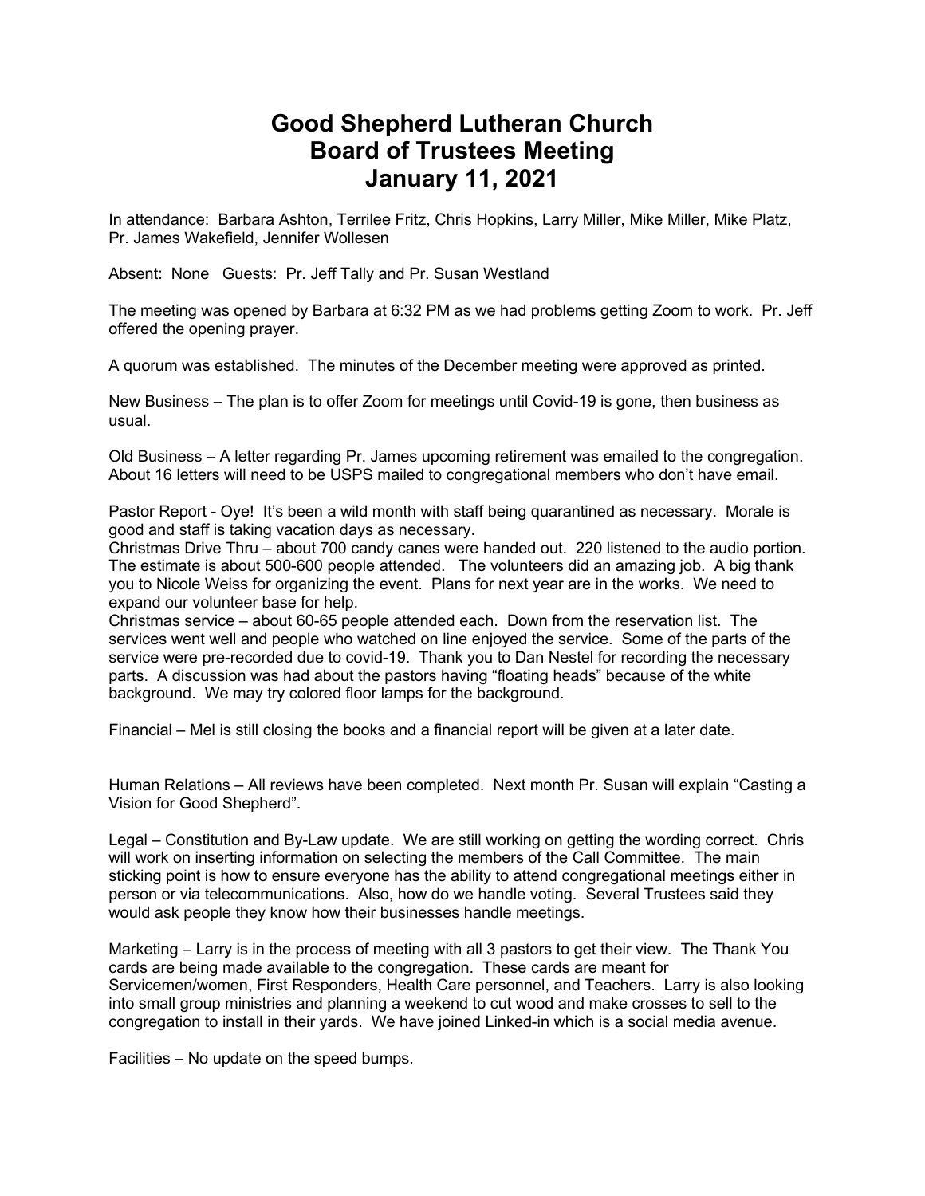# Good Shepherd Lutheran Church
# Board of Trustees Meeting
# January 11, 2021

In attendance: Barbara Ashton, Terrilee Fritz, Chris Hopkins, Larry Miller, Mike Miller, Mike Platz, Pr. James Wakefield, Jennifer Wollesen

Absent: None Guests: Pr. Jeff Tally and Pr. Susan Westland

The meeting was opened by Barbara at 6:32 PM as we had problems getting Zoom to work. Pr. Jeff offered the opening prayer.

A quorum was established. The minutes of the December meeting were approved as printed.

New Business – The plan is to offer Zoom for meetings until Covid-19 is gone, then business as usual.

Old Business – A letter regarding Pr. James upcoming retirement was emailed to the congregation. About 16 letters will need to be USPS mailed to congregational members who don't have email.

Pastor Report - Oye! It's been a wild month with staff being quarantined as necessary. Morale is good and staff is taking vacation days as necessary.
Christmas Drive Thru – about 700 candy canes were handed out. 220 listened to the audio portion. The estimate is about 500-600 people attended. The volunteers did an amazing job. A big thank you to Nicole Weiss for organizing the event. Plans for next year are in the works. We need to expand our volunteer base for help.
Christmas service – about 60-65 people attended each. Down from the reservation list. The services went well and people who watched on line enjoyed the service. Some of the parts of the service were pre-recorded due to covid-19. Thank you to Dan Nestel for recording the necessary parts. A discussion was had about the pastors having "floating heads" because of the white background. We may try colored floor lamps for the background.

Financial – Mel is still closing the books and a financial report will be given at a later date.

Human Relations – All reviews have been completed. Next month Pr. Susan will explain "Casting a Vision for Good Shepherd".

Legal – Constitution and By-Law update. We are still working on getting the wording correct. Chris will work on inserting information on selecting the members of the Call Committee. The main sticking point is how to ensure everyone has the ability to attend congregational meetings either in person or via telecommunications. Also, how do we handle voting. Several Trustees said they would ask people they know how their businesses handle meetings.

Marketing – Larry is in the process of meeting with all 3 pastors to get their view. The Thank You cards are being made available to the congregation. These cards are meant for Servicemen/women, First Responders, Health Care personnel, and Teachers. Larry is also looking into small group ministries and planning a weekend to cut wood and make crosses to sell to the congregation to install in their yards. We have joined Linked-in which is a social media avenue.

Facilities – No update on the speed bumps.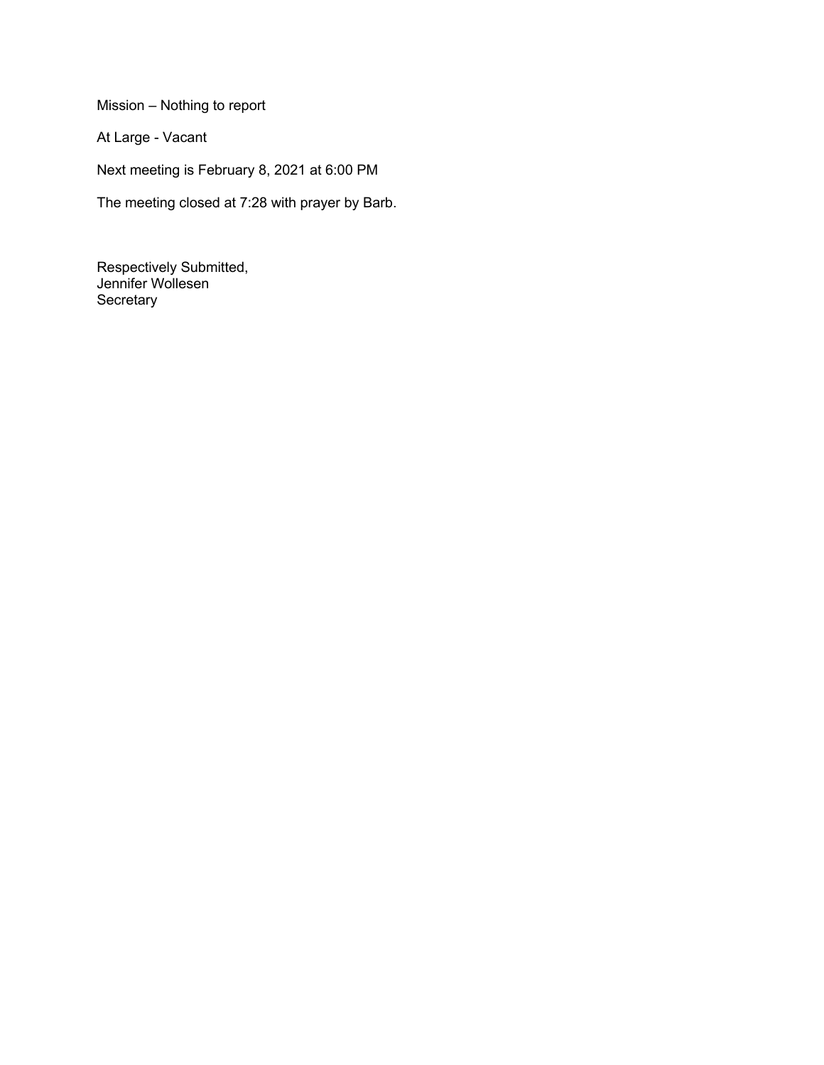Mission – Nothing to report

At Large - Vacant

Next meeting is February 8, 2021 at 6:00 PM

The meeting closed at 7:28 with prayer by Barb.

Respectively Submitted,
Jennifer Wollesen
Secretary